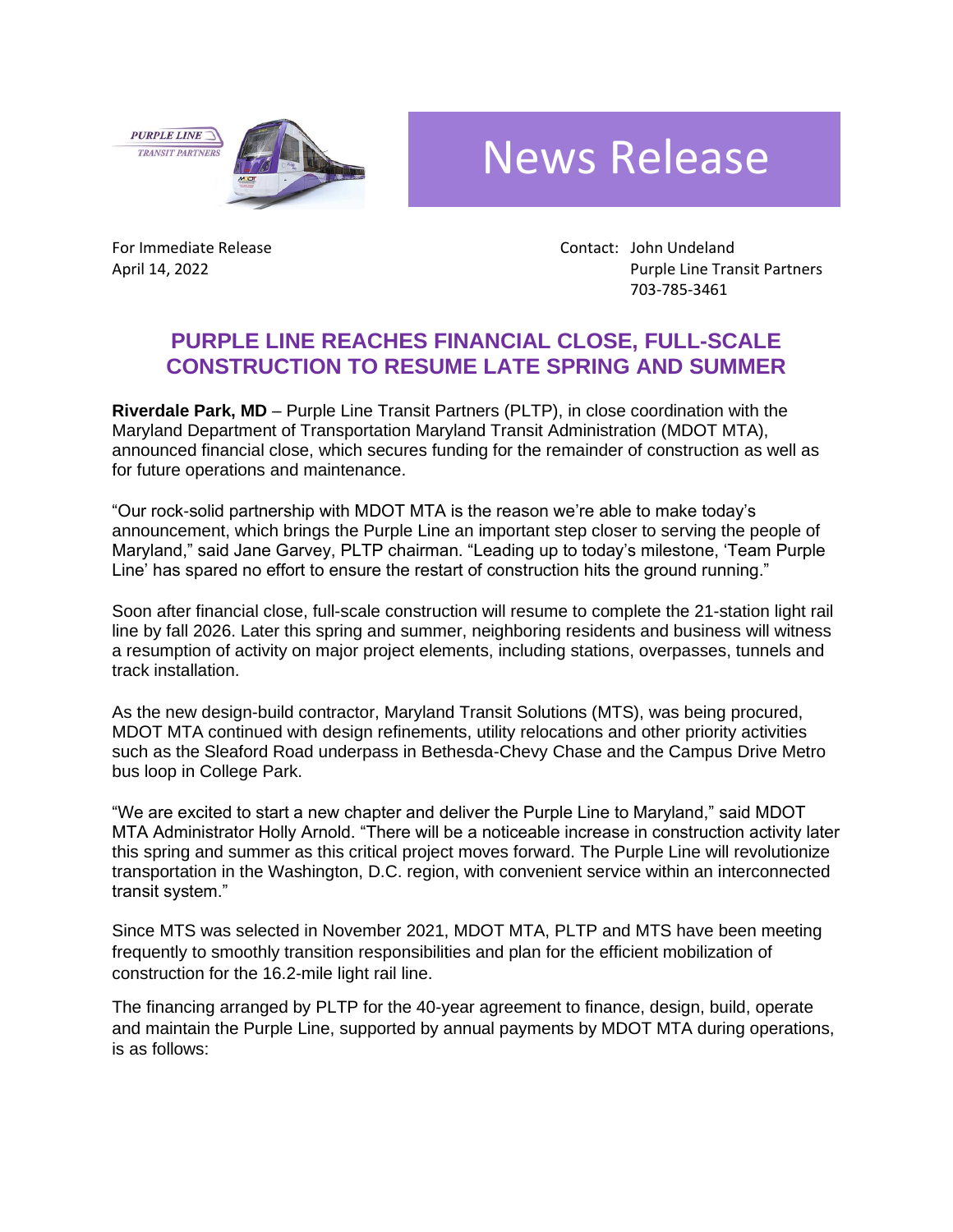# News Release

For Immediate Release
April 14, 2022

Contact: John Undeland
Purple Line Transit Partners
703-785-3461

## PURPLE LINE REACHES FINANCIAL CLOSE, FULL-SCALE CONSTRUCTION TO RESUME LATE SPRING AND SUMMER

**Riverdale Park, MD** – Purple Line Transit Partners (PLTP), in close coordination with the Maryland Department of Transportation Maryland Transit Administration (MDOT MTA), announced financial close, which secures funding for the remainder of construction as well as for future operations and maintenance.

"Our rock-solid partnership with MDOT MTA is the reason we're able to make today's announcement, which brings the Purple Line an important step closer to serving the people of Maryland," said Jane Garvey, PLTP chairman. "Leading up to today's milestone, 'Team Purple Line' has spared no effort to ensure the restart of construction hits the ground running."

Soon after financial close, full-scale construction will resume to complete the 21-station light rail line by fall 2026. Later this spring and summer, neighboring residents and business will witness a resumption of activity on major project elements, including stations, overpasses, tunnels and track installation.

As the new design-build contractor, Maryland Transit Solutions (MTS), was being procured, MDOT MTA continued with design refinements, utility relocations and other priority activities such as the Sleaford Road underpass in Bethesda-Chevy Chase and the Campus Drive Metro bus loop in College Park.

"We are excited to start a new chapter and deliver the Purple Line to Maryland," said MDOT MTA Administrator Holly Arnold. "There will be a noticeable increase in construction activity later this spring and summer as this critical project moves forward. The Purple Line will revolutionize transportation in the Washington, D.C. region, with convenient service within an interconnected transit system."

Since MTS was selected in November 2021, MDOT MTA, PLTP and MTS have been meeting frequently to smoothly transition responsibilities and plan for the efficient mobilization of construction for the 16.2-mile light rail line.

The financing arranged by PLTP for the 40-year agreement to finance, design, build, operate and maintain the Purple Line, supported by annual payments by MDOT MTA during operations, is as follows: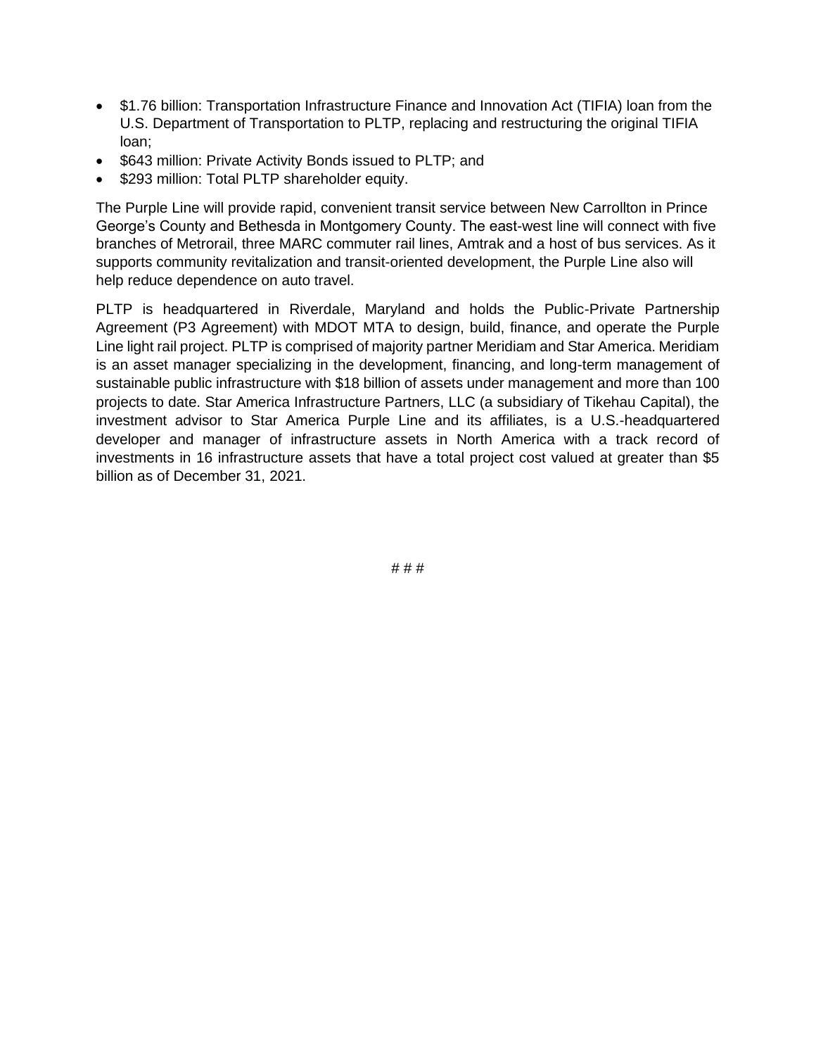- $1.76 billion: Transportation Infrastructure Finance and Innovation Act (TIFIA) loan from the U.S. Department of Transportation to PLTP, replacing and restructuring the original TIFIA loan;
- $643 million: Private Activity Bonds issued to PLTP; and
- $293 million: Total PLTP shareholder equity.

The Purple Line will provide rapid, convenient transit service between New Carrollton in Prince George's County and Bethesda in Montgomery County. The east-west line will connect with five branches of Metrorail, three MARC commuter rail lines, Amtrak and a host of bus services. As it supports community revitalization and transit-oriented development, the Purple Line also will help reduce dependence on auto travel.

PLTP is headquartered in Riverdale, Maryland and holds the Public-Private Partnership Agreement (P3 Agreement) with MDOT MTA to design, build, finance, and operate the Purple Line light rail project. PLTP is comprised of majority partner Meridiam and Star America. Meridiam is an asset manager specializing in the development, financing, and long-term management of sustainable public infrastructure with $18 billion of assets under management and more than 100 projects to date. Star America Infrastructure Partners, LLC (a subsidiary of Tikehau Capital), the investment advisor to Star America Purple Line and its affiliates, is a U.S.-headquartered developer and manager of infrastructure assets in North America with a track record of investments in 16 infrastructure assets that have a total project cost valued at greater than $5 billion as of December 31, 2021.

# # #